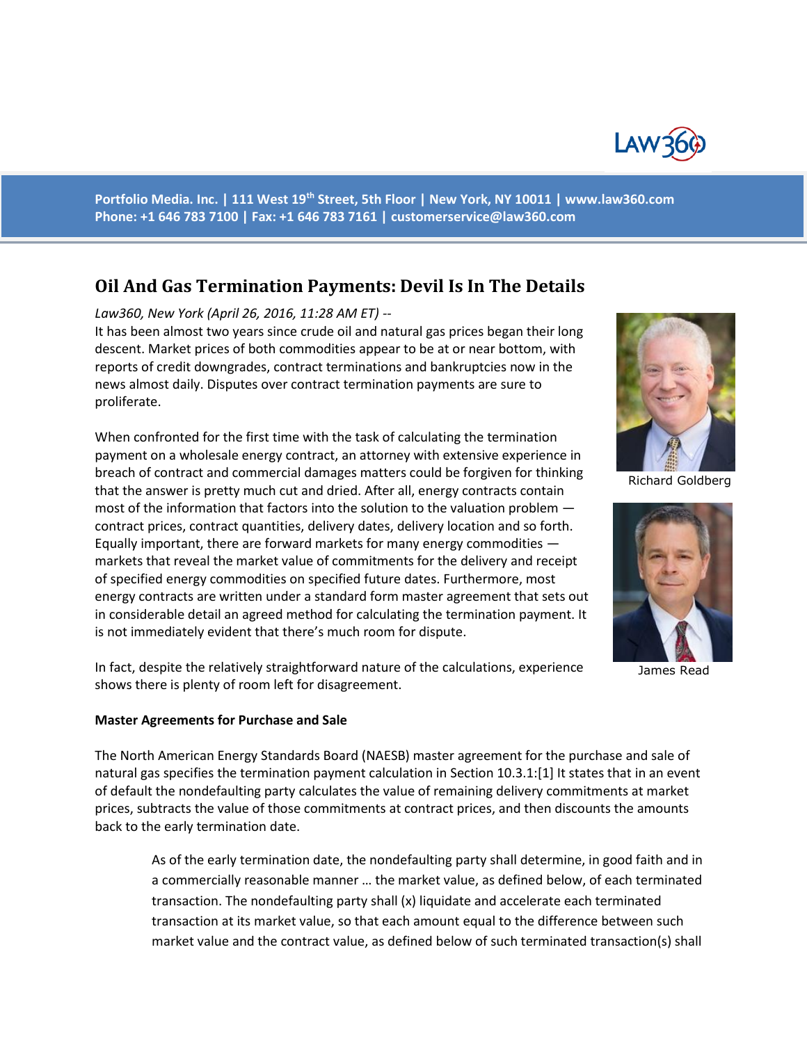Portfolio Media. Inc. | 111 West 19th Street, 5th Floor | New York, NY 10011 | www.law360.com
Phone: +1 646 783 7100 | Fax: +1 646 783 7161 | customerservice@law360.com

# Oil And Gas Termination Payments: Devil Is In The Details

*Law360, New York (April 26, 2016, 11:28 AM ET) --*

It has been almost two years since crude oil and natural gas prices began their long descent. Market prices of both commodities appear to be at or near bottom, with reports of credit downgrades, contract terminations and bankruptcies now in the news almost daily. Disputes over contract termination payments are sure to proliferate.

Richard Goldberg

James Read

When confronted for the first time with the task of calculating the termination payment on a wholesale energy contract, an attorney with extensive experience in breach of contract and commercial damages matters could be forgiven for thinking that the answer is pretty much cut and dried. After all, energy contracts contain most of the information that factors into the solution to the valuation problem — contract prices, contract quantities, delivery dates, delivery location and so forth. Equally important, there are forward markets for many energy commodities — markets that reveal the market value of commitments for the delivery and receipt of specified energy commodities on specified future dates. Furthermore, most energy contracts are written under a standard form master agreement that sets out in considerable detail an agreed method for calculating the termination payment. It is not immediately evident that there's much room for dispute.

In fact, despite the relatively straightforward nature of the calculations, experience shows there is plenty of room left for disagreement.

**Master Agreements for Purchase and Sale**

The North American Energy Standards Board (NAESB) master agreement for the purchase and sale of natural gas specifies the termination payment calculation in Section 10.3.1:[1] It states that in an event of default the nondefaulting party calculates the value of remaining delivery commitments at market prices, subtracts the value of those commitments at contract prices, and then discounts the amounts back to the early termination date.

> As of the early termination date, the nondefaulting party shall determine, in good faith and in a commercially reasonable manner … the market value, as defined below, of each terminated transaction. The nondefaulting party shall (x) liquidate and accelerate each terminated transaction at its market value, so that each amount equal to the difference between such market value and the contract value, as defined below of such terminated transaction(s) shall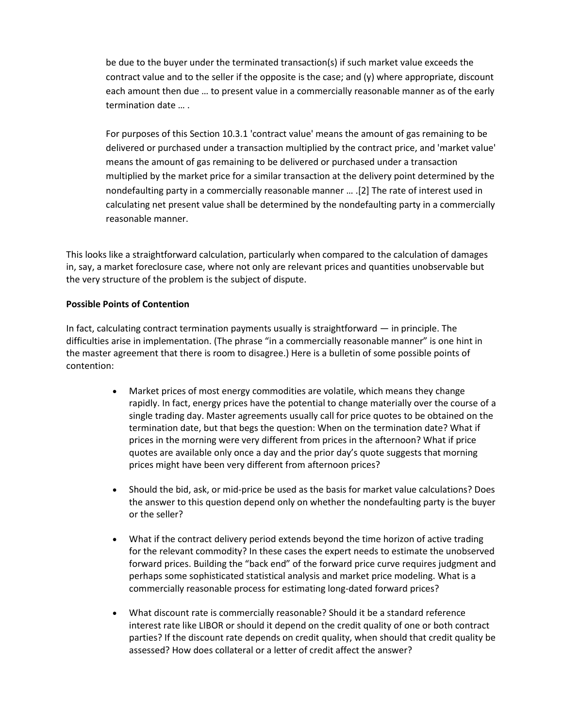> be due to the buyer under the terminated transaction(s) if such market value exceeds the contract value and to the seller if the opposite is the case; and (y) where appropriate, discount each amount then due … to present value in a commercially reasonable manner as of the early termination date … .
>
> For purposes of this Section 10.3.1 'contract value' means the amount of gas remaining to be delivered or purchased under a transaction multiplied by the contract price, and 'market value' means the amount of gas remaining to be delivered or purchased under a transaction multiplied by the market price for a similar transaction at the delivery point determined by the nondefaulting party in a commercially reasonable manner … .[2] The rate of interest used in calculating net present value shall be determined by the nondefaulting party in a commercially reasonable manner.

This looks like a straightforward calculation, particularly when compared to the calculation of damages in, say, a market foreclosure case, where not only are relevant prices and quantities unobservable but the very structure of the problem is the subject of dispute.

**Possible Points of Contention**

In fact, calculating contract termination payments usually is straightforward — in principle. The difficulties arise in implementation. (The phrase "in a commercially reasonable manner" is one hint in the master agreement that there is room to disagree.) Here is a bulletin of some possible points of contention:

- Market prices of most energy commodities are volatile, which means they change rapidly. In fact, energy prices have the potential to change materially over the course of a single trading day. Master agreements usually call for price quotes to be obtained on the termination date, but that begs the question: When on the termination date? What if prices in the morning were very different from prices in the afternoon? What if price quotes are available only once a day and the prior day's quote suggests that morning prices might have been very different from afternoon prices?

- Should the bid, ask, or mid-price be used as the basis for market value calculations? Does the answer to this question depend only on whether the nondefaulting party is the buyer or the seller?

- What if the contract delivery period extends beyond the time horizon of active trading for the relevant commodity? In these cases the expert needs to estimate the unobserved forward prices. Building the "back end" of the forward price curve requires judgment and perhaps some sophisticated statistical analysis and market price modeling. What is a commercially reasonable process for estimating long-dated forward prices?

- What discount rate is commercially reasonable? Should it be a standard reference interest rate like LIBOR or should it depend on the credit quality of one or both contract parties? If the discount rate depends on credit quality, when should that credit quality be assessed? How does collateral or a letter of credit affect the answer?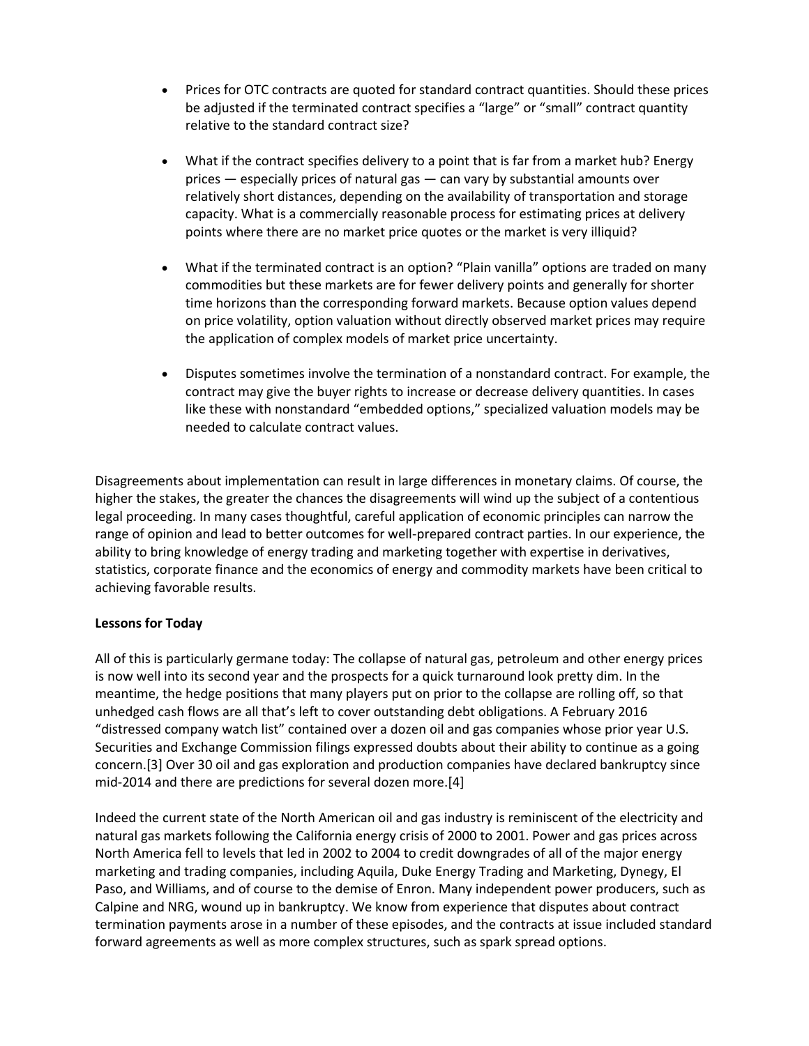- Prices for OTC contracts are quoted for standard contract quantities. Should these prices be adjusted if the terminated contract specifies a "large" or "small" contract quantity relative to the standard contract size?

- What if the contract specifies delivery to a point that is far from a market hub? Energy prices — especially prices of natural gas — can vary by substantial amounts over relatively short distances, depending on the availability of transportation and storage capacity. What is a commercially reasonable process for estimating prices at delivery points where there are no market price quotes or the market is very illiquid?

- What if the terminated contract is an option? "Plain vanilla" options are traded on many commodities but these markets are for fewer delivery points and generally for shorter time horizons than the corresponding forward markets. Because option values depend on price volatility, option valuation without directly observed market prices may require the application of complex models of market price uncertainty.

- Disputes sometimes involve the termination of a nonstandard contract. For example, the contract may give the buyer rights to increase or decrease delivery quantities. In cases like these with nonstandard "embedded options," specialized valuation models may be needed to calculate contract values.

Disagreements about implementation can result in large differences in monetary claims. Of course, the higher the stakes, the greater the chances the disagreements will wind up the subject of a contentious legal proceeding. In many cases thoughtful, careful application of economic principles can narrow the range of opinion and lead to better outcomes for well-prepared contract parties. In our experience, the ability to bring knowledge of energy trading and marketing together with expertise in derivatives, statistics, corporate finance and the economics of energy and commodity markets have been critical to achieving favorable results.

**Lessons for Today**

All of this is particularly germane today: The collapse of natural gas, petroleum and other energy prices is now well into its second year and the prospects for a quick turnaround look pretty dim. In the meantime, the hedge positions that many players put on prior to the collapse are rolling off, so that unhedged cash flows are all that's left to cover outstanding debt obligations. A February 2016 "distressed company watch list" contained over a dozen oil and gas companies whose prior year U.S. Securities and Exchange Commission filings expressed doubts about their ability to continue as a going concern.[3] Over 30 oil and gas exploration and production companies have declared bankruptcy since mid-2014 and there are predictions for several dozen more.[4]

Indeed the current state of the North American oil and gas industry is reminiscent of the electricity and natural gas markets following the California energy crisis of 2000 to 2001. Power and gas prices across North America fell to levels that led in 2002 to 2004 to credit downgrades of all of the major energy marketing and trading companies, including Aquila, Duke Energy Trading and Marketing, Dynegy, El Paso, and Williams, and of course to the demise of Enron. Many independent power producers, such as Calpine and NRG, wound up in bankruptcy. We know from experience that disputes about contract termination payments arose in a number of these episodes, and the contracts at issue included standard forward agreements as well as more complex structures, such as spark spread options.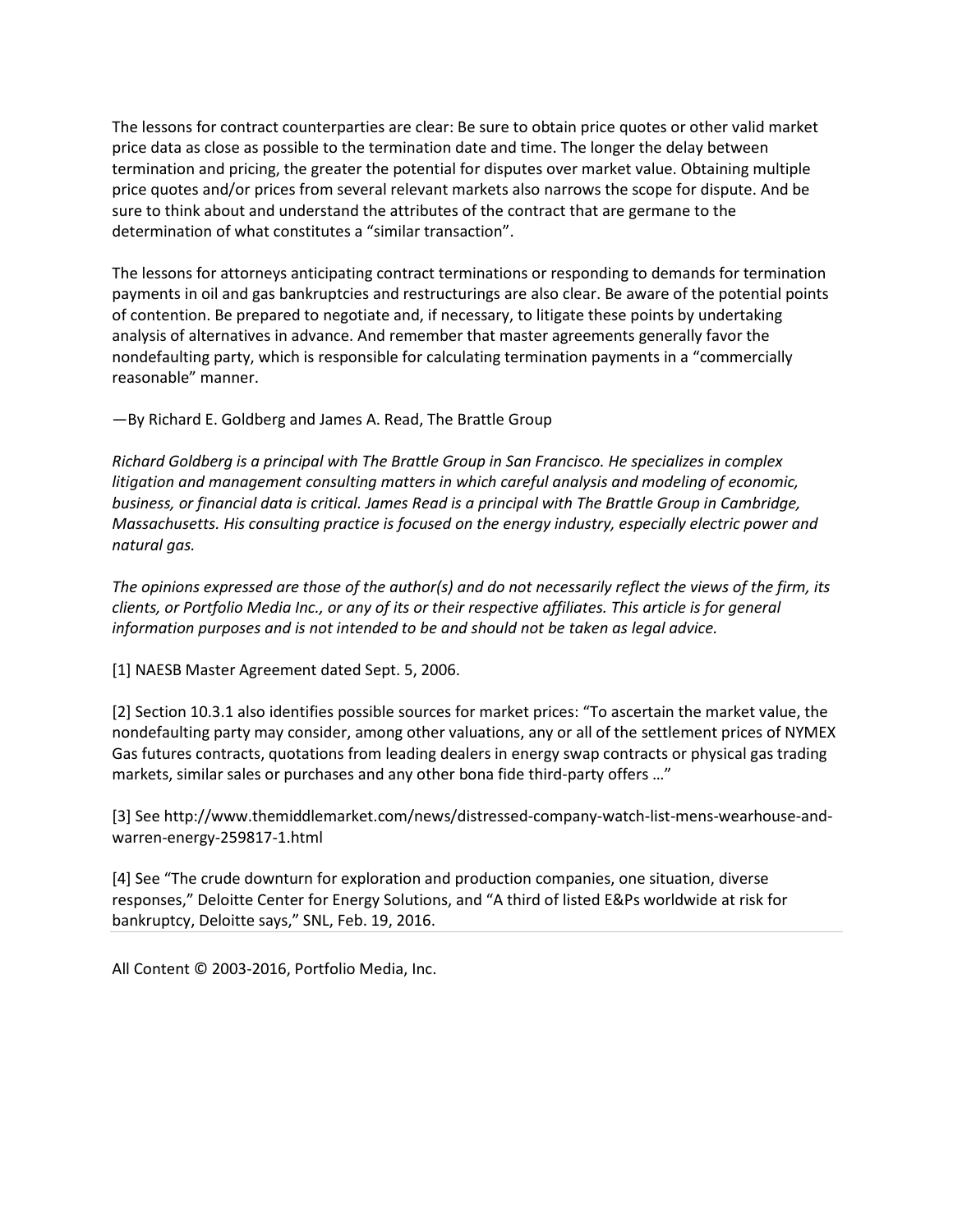The lessons for contract counterparties are clear: Be sure to obtain price quotes or other valid market price data as close as possible to the termination date and time. The longer the delay between termination and pricing, the greater the potential for disputes over market value. Obtaining multiple price quotes and/or prices from several relevant markets also narrows the scope for dispute. And be sure to think about and understand the attributes of the contract that are germane to the determination of what constitutes a "similar transaction".

The lessons for attorneys anticipating contract terminations or responding to demands for termination payments in oil and gas bankruptcies and restructurings are also clear. Be aware of the potential points of contention. Be prepared to negotiate and, if necessary, to litigate these points by undertaking analysis of alternatives in advance. And remember that master agreements generally favor the nondefaulting party, which is responsible for calculating termination payments in a "commercially reasonable" manner.

—By Richard E. Goldberg and James A. Read, The Brattle Group

*Richard Goldberg is a principal with The Brattle Group in San Francisco. He specializes in complex litigation and management consulting matters in which careful analysis and modeling of economic, business, or financial data is critical. James Read is a principal with The Brattle Group in Cambridge, Massachusetts. His consulting practice is focused on the energy industry, especially electric power and natural gas.*

*The opinions expressed are those of the author(s) and do not necessarily reflect the views of the firm, its clients, or Portfolio Media Inc., or any of its or their respective affiliates. This article is for general information purposes and is not intended to be and should not be taken as legal advice.*

[1] NAESB Master Agreement dated Sept. 5, 2006.

[2] Section 10.3.1 also identifies possible sources for market prices: "To ascertain the market value, the nondefaulting party may consider, among other valuations, any or all of the settlement prices of NYMEX Gas futures contracts, quotations from leading dealers in energy swap contracts or physical gas trading markets, similar sales or purchases and any other bona fide third-party offers …"

[3] See http://www.themiddlemarket.com/news/distressed-company-watch-list-mens-wearhouse-and-warren-energy-259817-1.html

[4] See "The crude downturn for exploration and production companies, one situation, diverse responses," Deloitte Center for Energy Solutions, and "A third of listed E&Ps worldwide at risk for bankruptcy, Deloitte says," SNL, Feb. 19, 2016.

All Content © 2003-2016, Portfolio Media, Inc.